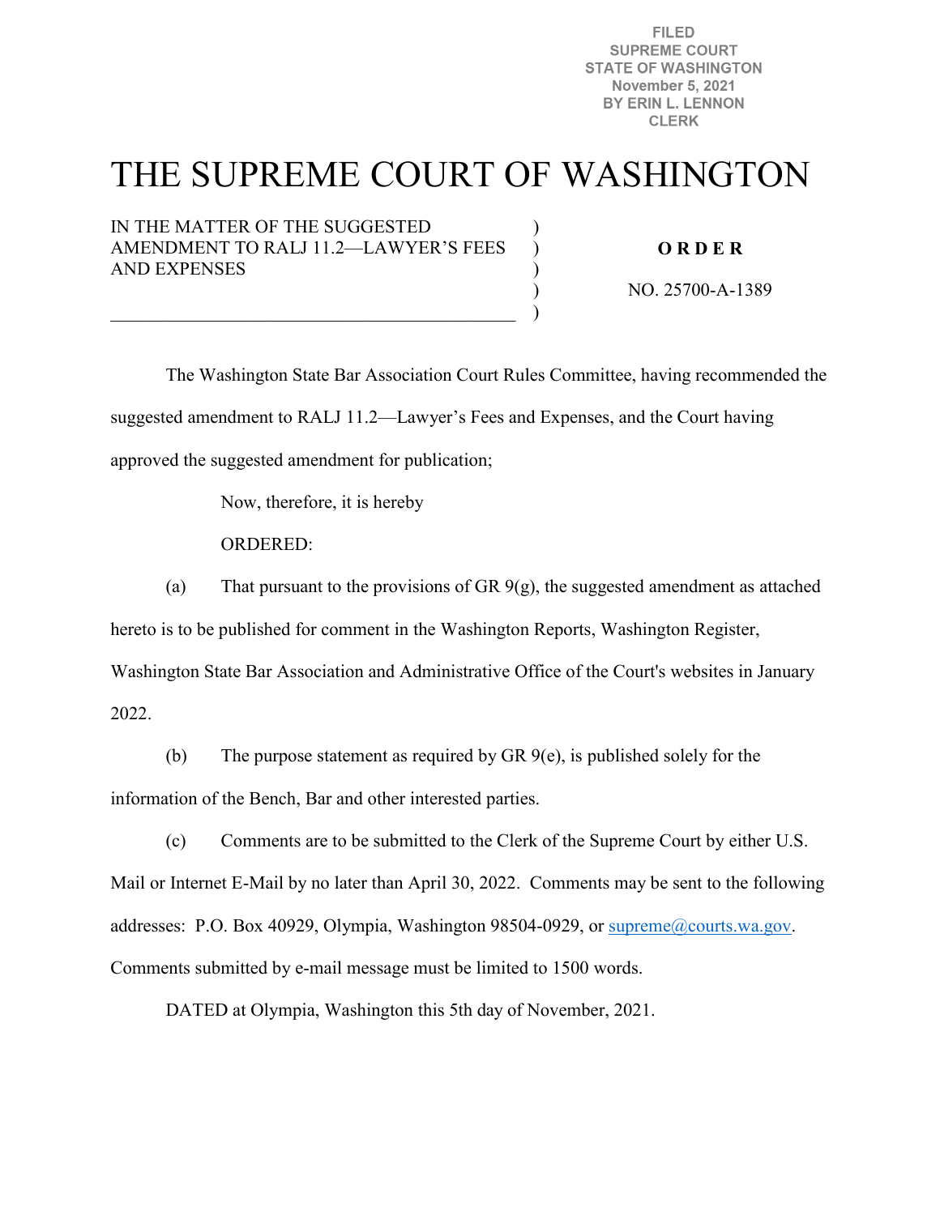FILED
SUPREME COURT
STATE OF WASHINGTON
November 5, 2021
BY ERIN L. LENNON
CLERK

# THE SUPREME COURT OF WASHINGTON

IN THE MATTER OF THE SUGGESTED AMENDMENT TO RALJ 11.2—LAWYER'S FEES AND EXPENSES

**O R D E R**

NO. 25700-A-1389

The Washington State Bar Association Court Rules Committee, having recommended the suggested amendment to RALJ 11.2—Lawyer's Fees and Expenses, and the Court having approved the suggested amendment for publication;

Now, therefore, it is hereby

ORDERED:

(a) That pursuant to the provisions of GR 9(g), the suggested amendment as attached hereto is to be published for comment in the Washington Reports, Washington Register, Washington State Bar Association and Administrative Office of the Court's websites in January 2022.

(b) The purpose statement as required by GR 9(e), is published solely for the information of the Bench, Bar and other interested parties.

(c) Comments are to be submitted to the Clerk of the Supreme Court by either U.S. Mail or Internet E-Mail by no later than April 30, 2022. Comments may be sent to the following addresses: P.O. Box 40929, Olympia, Washington 98504-0929, or supreme@courts.wa.gov. Comments submitted by e-mail message must be limited to 1500 words.

DATED at Olympia, Washington this 5th day of November, 2021.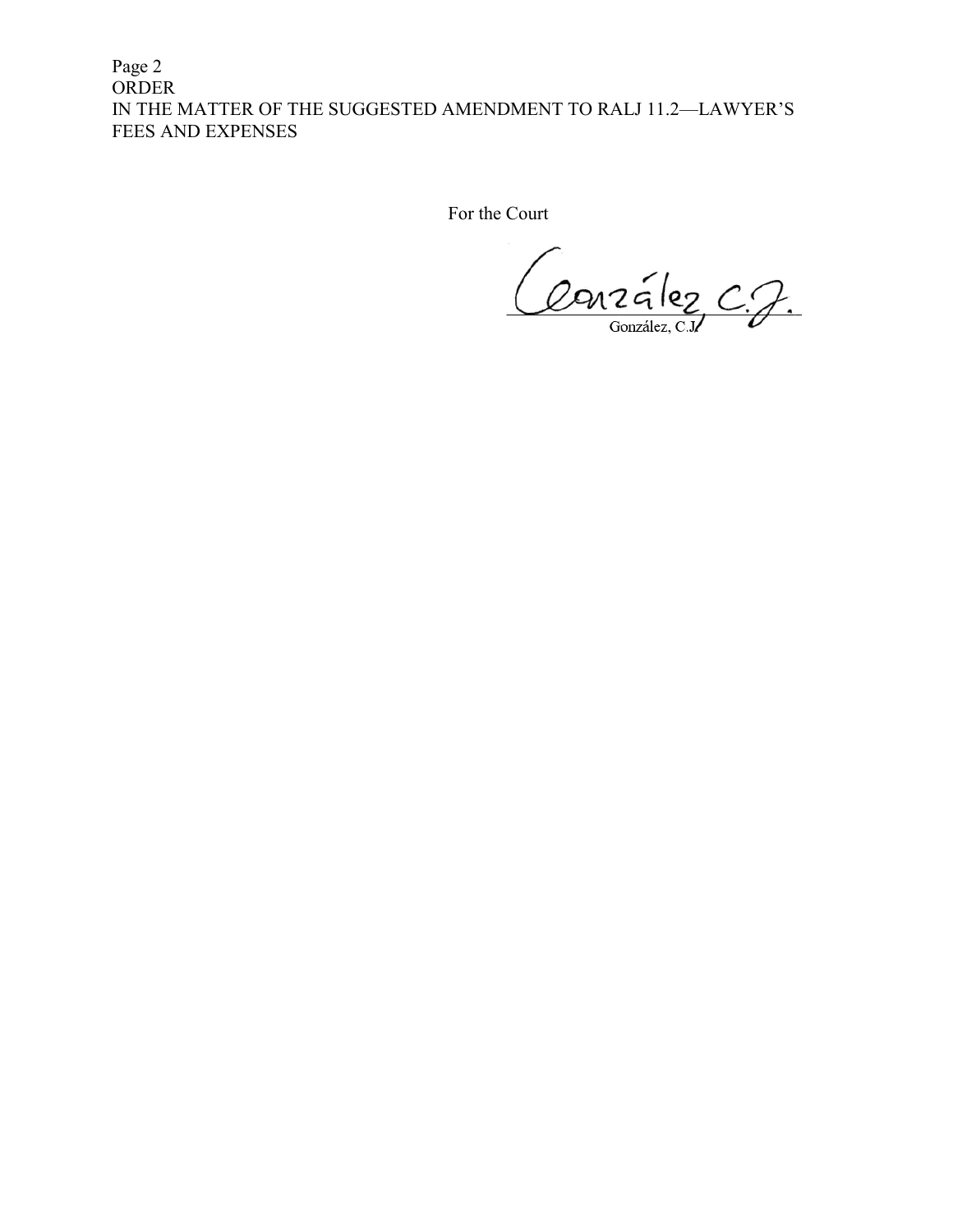For the Court

González, C.J.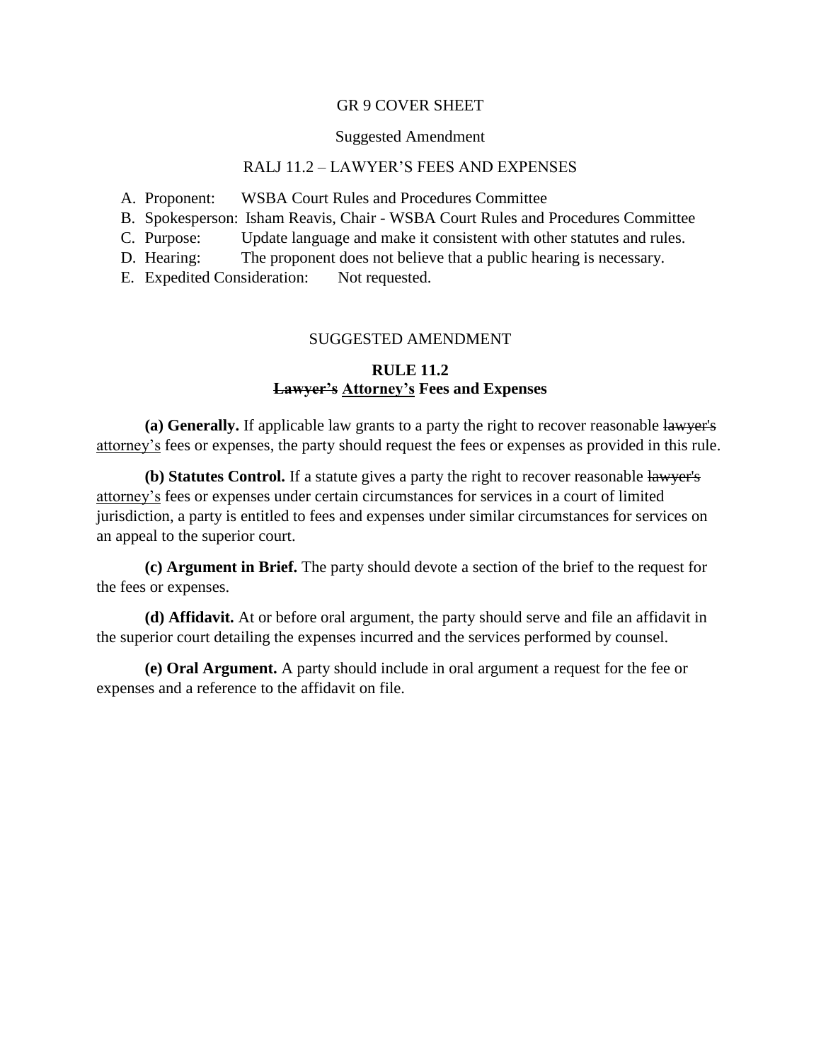GR 9 COVER SHEET

Suggested Amendment

RALJ 11.2 – LAWYER'S FEES AND EXPENSES

A. Proponent: WSBA Court Rules and Procedures Committee
B. Spokesperson: Isham Reavis, Chair - WSBA Court Rules and Procedures Committee
C. Purpose: Update language and make it consistent with other statutes and rules.
D. Hearing: The proponent does not believe that a public hearing is necessary.
E. Expedited Consideration: Not requested.

SUGGESTED AMENDMENT

**RULE 11.2**
**~~Lawyer's~~ <u>Attorney's</u> Fees and Expenses**

**(a) Generally.** If applicable law grants to a party the right to recover reasonable ~~lawyer's~~ <u>attorney's</u> fees or expenses, the party should request the fees or expenses as provided in this rule.

**(b) Statutes Control.** If a statute gives a party the right to recover reasonable ~~lawyer's~~ <u>attorney's</u> fees or expenses under certain circumstances for services in a court of limited jurisdiction, a party is entitled to fees and expenses under similar circumstances for services on an appeal to the superior court.

**(c) Argument in Brief.** The party should devote a section of the brief to the request for the fees or expenses.

**(d) Affidavit.** At or before oral argument, the party should serve and file an affidavit in the superior court detailing the expenses incurred and the services performed by counsel.

**(e) Oral Argument.** A party should include in oral argument a request for the fee or expenses and a reference to the affidavit on file.